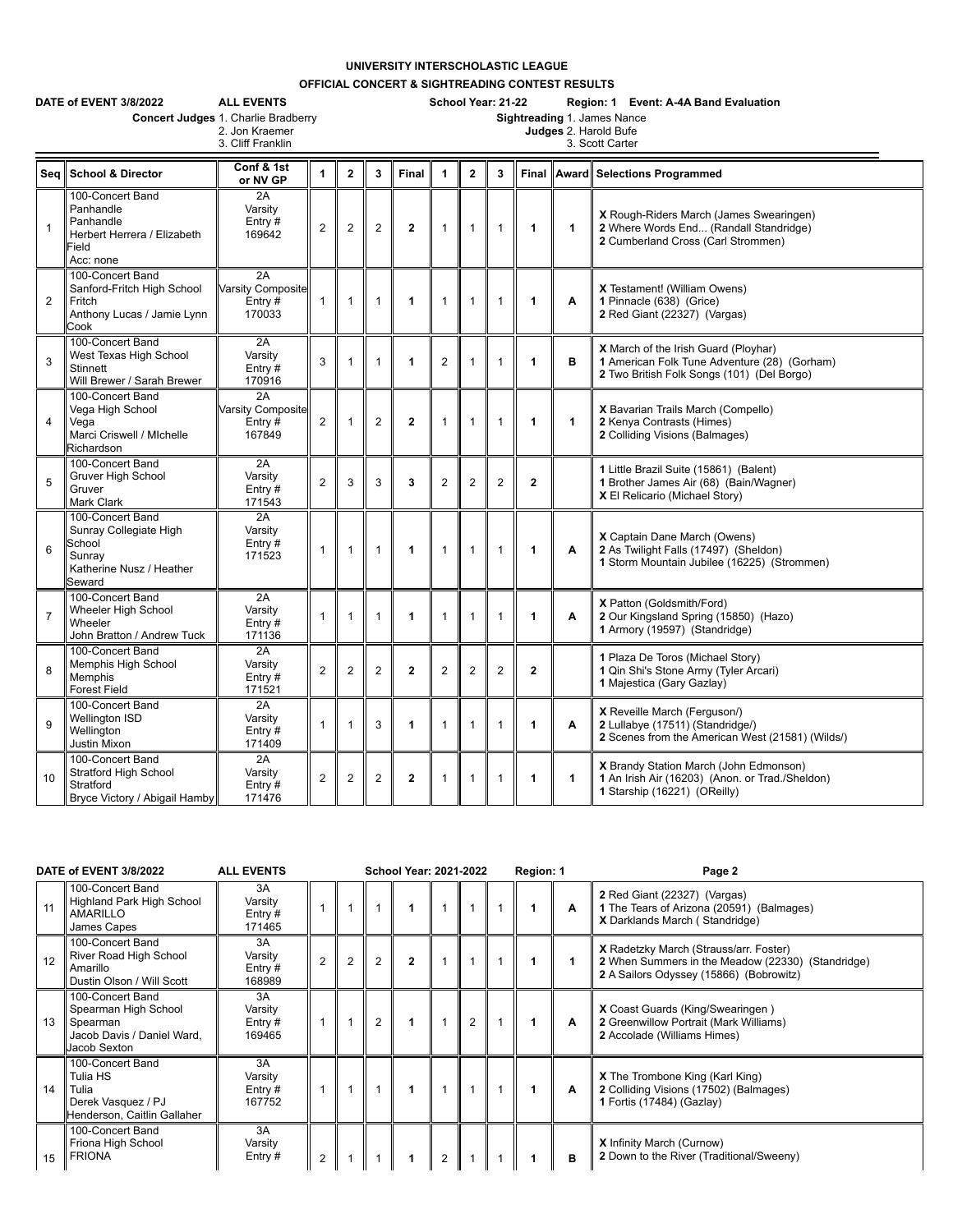## UNIVERSITY INTERSCHOLASTIC LEAGUE

### OFFICIAL CONCERT & SIGHTREADING CONTEST RESULTS

**DATE of EVENT 3/8/2022** **ALL EVENTS** **School Year: 21-22** **Region: 1 Event: A-4A Band Evaluation**

**Concert Judges** 1. Charlie Bradberry 2. Jon Kraemer 3. Cliff Franklin

**Sightreading Judges** 1. James Nance 2. Harold Bufe 3. Scott Carter

| Seq | School & Director | Conf & 1st or NV GP | 1 | 2 | 3 | Final | 1 | 2 | 3 | Final | Award | Selections Programmed |
|---|---|---|---|---|---|---|---|---|---|---|---|---|
| 1 | 100-Concert Band Panhandle Panhandle Herbert Herrera / Elizabeth Field Acc: none | 2A Varsity Entry # 169642 | 2 | 2 | 2 | **2** | 1 | 1 | 1 | **1** | **1** | **X** Rough-Riders March (James Swearingen) **2** Where Words End... (Randall Standridge) **2** Cumberland Cross (Carl Strommen) |
| 2 | 100-Concert Band Sanford-Fritch High School Fritch Anthony Lucas / Jamie Lynn Cook | 2A Varsity Composite Entry # 170033 | 1 | 1 | 1 | **1** | 1 | 1 | 1 | **1** | **A** | **X** Testament! (William Owens) **1** Pinnacle (638) (Grice) **2** Red Giant (22327) (Vargas) |
| 3 | 100-Concert Band West Texas High School Stinnett Will Brewer / Sarah Brewer | 2A Varsity Entry # 170916 | 3 | 1 | 1 | **1** | 2 | 1 | 1 | **1** | **B** | **X** March of the Irish Guard (Ployhar) **1** American Folk Tune Adventure (28) (Gorham) **2** Two British Folk Songs (101) (Del Borgo) |
| 4 | 100-Concert Band Vega High School Vega Marci Criswell / MIchelle Richardson | 2A Varsity Composite Entry # 167849 | 2 | 1 | 2 | **2** | 1 | 1 | 1 | **1** | **1** | **X** Bavarian Trails March (Compello) **2** Kenya Contrasts (Himes) **2** Colliding Visions (Balmages) |
| 5 | 100-Concert Band Gruver High School Gruver Mark Clark | 2A Varsity Entry # 171543 | 2 | 3 | 3 | **3** | 2 | 2 | 2 | **2** | | **1** Little Brazil Suite (15861) (Balent) **1** Brother James Air (68) (Bain/Wagner) **X** El Relicario (Michael Story) |
| 6 | 100-Concert Band Sunray Collegiate High School Sunray Katherine Nusz / Heather Seward | 2A Varsity Entry # 171523 | 1 | 1 | 1 | **1** | 1 | 1 | 1 | **1** | **A** | **X** Captain Dane March (Owens) **2** As Twilight Falls (17497) (Sheldon) **1** Storm Mountain Jubilee (16225) (Strommen) |
| 7 | 100-Concert Band Wheeler High School Wheeler John Bratton / Andrew Tuck | 2A Varsity Entry # 171136 | 1 | 1 | 1 | **1** | 1 | 1 | 1 | **1** | **A** | **X** Patton (Goldsmith/Ford) **2** Our Kingsland Spring (15850) (Hazo) **1** Armory (19597) (Standridge) |
| 8 | 100-Concert Band Memphis High School Memphis Forest Field | 2A Varsity Entry # 171521 | 2 | 2 | 2 | **2** | 2 | 2 | 2 | **2** | | **1** Plaza De Toros (Michael Story) **1** Qin Shi's Stone Army (Tyler Arcari) **1** Majestica (Gary Gazlay) |
| 9 | 100-Concert Band Wellington ISD Wellington Justin Mixon | 2A Varsity Entry # 171409 | 1 | 1 | 3 | **1** | 1 | 1 | 1 | **1** | **A** | **X** Reveille March (Ferguson/) **2** Lullabye (17511) (Standridge/) **2** Scenes from the American West (21581) (Wilds/) |
| 10 | 100-Concert Band Stratford High School Stratford Bryce Victory / Abigail Hamby | 2A Varsity Entry # 171476 | 2 | 2 | 2 | **2** | 1 | 1 | 1 | **1** | **1** | **X** Brandy Station March (John Edmonson) **1** An Irish Air (16203) (Anon. or Trad./Sheldon) **1** Starship (16221) (OReilly) |
| 11 | 100-Concert Band Highland Park High School AMARILLO James Capes | 3A Varsity Entry # 171465 | 1 | 1 | 1 | **1** | 1 | 1 | 1 | **1** | **A** | **2** Red Giant (22327) (Vargas) **1** The Tears of Arizona (20591) (Balmages) **X** Darklands March ( Standridge) |
| 12 | 100-Concert Band River Road High School Amarillo Dustin Olson / Will Scott | 3A Varsity Entry # 168989 | 2 | 2 | 2 | **2** | 1 | 1 | 1 | **1** | **1** | **X** Radetzky March (Strauss/arr. Foster) **2** When Summers in the Meadow (22330) (Standridge) **2** A Sailors Odyssey (15866) (Bobrowitz) |
| 13 | 100-Concert Band Spearman High School Spearman Jacob Davis / Daniel Ward, Jacob Sexton | 3A Varsity Entry # 169465 | 1 | 1 | 2 | **1** | 1 | 2 | 1 | **1** | **A** | **X** Coast Guards (King/Swearingen ) **2** Greenwillow Portrait (Mark Williams) **2** Accolade (Williams Himes) |
| 14 | 100-Concert Band Tulia HS Tulia Derek Vasquez / PJ Henderson, Caitlin Gallaher | 3A Varsity Entry # 167752 | 1 | 1 | 1 | **1** | 1 | 1 | 1 | **1** | **A** | **X** The Trombone King (Karl King) **2** Colliding Visions (17502) (Balmages) **1** Fortis (17484) (Gazlay) |
| 15 | 100-Concert Band Friona High School FRIONA | 3A Varsity Entry # | 2 | 1 | 1 | **1** | 2 | 1 | 1 | **1** | **B** | **X** Infinity March (Curnow) **2** Down to the River (Traditional/Sweeny) |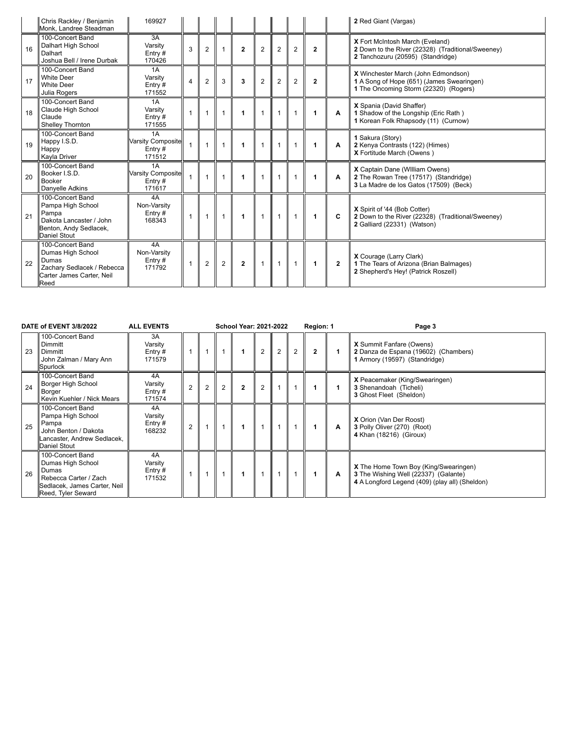| | | | | | | | | | | | | |
|---|---|---|---|---|---|---|---|---|---|---|---|---|
| | Chris Rackley / Benjamin Monk, Landree Steadman | 169927 | | | | | | | | | | **2** Red Giant (Vargas) |
| 16 | 100-Concert Band<br>Dalhart High School<br>Dalhart<br>Joshua Bell / Irene Durbak | 3A<br>Varsity<br>Entry #<br>170426 | 3 | 2 | 1 | **2** | 2 | 2 | 2 | **2** | | **X** Fort McIntosh March (Eveland)<br>**2** Down to the River (22328) (Traditional/Sweeney)<br>**2** Tanchozuru (20595) (Standridge) |
| 17 | 100-Concert Band<br>White Deer<br>White Deer<br>Julia Rogers | 1A<br>Varsity<br>Entry #<br>171552 | 4 | 2 | 3 | **3** | 2 | 2 | 2 | **2** | | **X** Winchester March (John Edmondson)<br>**1** A Song of Hope (651) (James Swearingen)<br>**1** The Oncoming Storm (22320) (Rogers) |
| 18 | 100-Concert Band<br>Claude High School<br>Claude<br>Shelley Thornton | 1A<br>Varsity<br>Entry #<br>171555 | 1 | 1 | 1 | **1** | 1 | 1 | 1 | **1** | **A** | **X** Spania (David Shaffer)<br>**1** Shadow of the Longship (Eric Rath )<br>**1** Korean Folk Rhapsody (11) (Curnow) |
| 19 | 100-Concert Band<br>Happy I.S.D.<br>Happy<br>Kayla Driver | 1A<br>Varsity Composite<br>Entry #<br>171512 | 1 | 1 | 1 | **1** | 1 | 1 | 1 | **1** | **A** | **1** Sakura (Story)<br>**2** Kenya Contrasts (122) (Himes)<br>**X** Fortitude March (Owens ) |
| 20 | 100-Concert Band<br>Booker I.S.D.<br>Booker<br>Danyelle Adkins | 1A<br>Varsity Composite<br>Entry #<br>171617 | 1 | 1 | 1 | **1** | 1 | 1 | 1 | **1** | **A** | **X** Captain Dane (WIlliam Owens)<br>**2** The Rowan Tree (17517) (Standridge)<br>**3** La Madre de los Gatos (17509) (Beck) |
| 21 | 100-Concert Band<br>Pampa High School<br>Pampa<br>Dakota Lancaster / John Benton, Andy Sedlacek, Daniel Stout | 4A<br>Non-Varsity<br>Entry #<br>168343 | 1 | 1 | 1 | **1** | 1 | 1 | 1 | **1** | **C** | **X** Spirit of '44 (Bob Cotter)<br>**2** Down to the River (22328) (Traditional/Sweeney)<br>**2** Galliard (22331) (Watson) |
| 22 | 100-Concert Band<br>Dumas High School<br>Dumas<br>Zachary Sedlacek / Rebecca Carter James Carter, Neil Reed | 4A<br>Non-Varsity<br>Entry #<br>171792 | 1 | 2 | 2 | **2** | 1 | 1 | 1 | **1** | **2** | **X** Courage (Larry Clark)<br>**1** The Tears of Arizona (Brian Balmages)<br>**2** Shepherd's Hey! (Patrick Roszell) |

**DATE of EVENT 3/8/2022** **ALL EVENTS** **School Year: 2021-2022** **Region: 1**

| | | | | | | | | | | | | |
|---|---|---|---|---|---|---|---|---|---|---|---|---|
| 23 | 100-Concert Band<br>Dimmitt<br>Dimmitt<br>John Zalman / Mary Ann Spurlock | 3A<br>Varsity<br>Entry #<br>171579 | 1 | 1 | 1 | **1** | 2 | 2 | 2 | **2** | **1** | **X** Summit Fanfare (Owens)<br>**2** Danza de Espana (19602) (Chambers)<br>**1** Armory (19597) (Standridge) |
| 24 | 100-Concert Band<br>Borger High School<br>Borger<br>Kevin Kuehler / Nick Mears | 4A<br>Varsity<br>Entry #<br>171574 | 2 | 2 | 2 | **2** | 2 | 1 | 1 | **1** | **1** | **X** Peacemaker (King/Swearingen)<br>**3** Shenandoah (Ticheli)<br>**3** Ghost Fleet (Sheldon) |
| 25 | 100-Concert Band<br>Pampa High School<br>Pampa<br>John Benton / Dakota Lancaster, Andrew Sedlacek, Daniel Stout | 4A<br>Varsity<br>Entry #<br>168232 | 2 | 1 | 1 | **1** | 1 | 1 | 1 | **1** | **A** | **X** Orion (Van Der Roost)<br>**3** Polly Oliver (270) (Root)<br>**4** Khan (18216) (Giroux) |
| 26 | 100-Concert Band<br>Dumas High School<br>Dumas<br>Rebecca Carter / Zach Sedlacek, James Carter, Neil Reed, Tyler Seward | 4A<br>Varsity<br>Entry #<br>171532 | 1 | 1 | 1 | **1** | 1 | 1 | 1 | **1** | **A** | **X** The Home Town Boy (King/Swearingen)<br>**3** The Wishing Well (22337) (Galante)<br>**4** A Longford Legend (409) (play all) (Sheldon) |